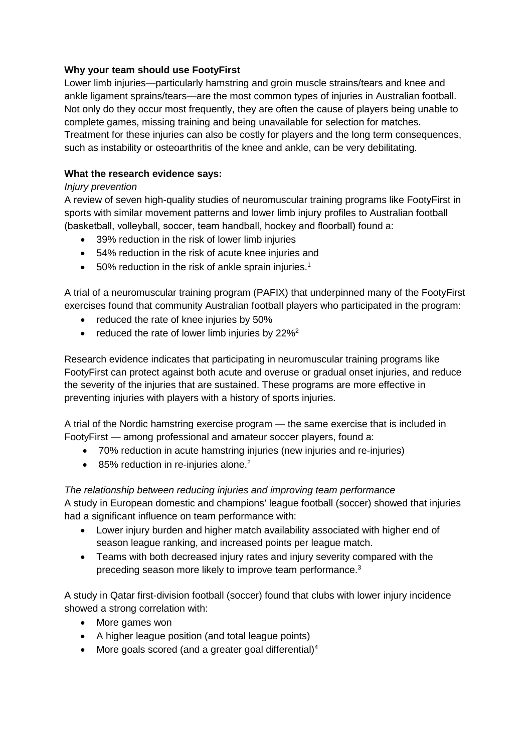**Why your team should use FootyFirst**

Lower limb injuries—particularly hamstring and groin muscle strains/tears and knee and ankle ligament sprains/tears—are the most common types of injuries in Australian football. Not only do they occur most frequently, they are often the cause of players being unable to complete games, missing training and being unavailable for selection for matches. Treatment for these injuries can also be costly for players and the long term consequences, such as instability or osteoarthritis of the knee and ankle, can be very debilitating.

**What the research evidence says:**

*Injury prevention*

A review of seven high-quality studies of neuromuscular training programs like FootyFirst in sports with similar movement patterns and lower limb injury profiles to Australian football (basketball, volleyball, soccer, team handball, hockey and floorball) found a:

- 39% reduction in the risk of lower limb injuries
- 54% reduction in the risk of acute knee injuries and
- 50% reduction in the risk of ankle sprain injuries.[1]

A trial of a neuromuscular training program (PAFIX) that underpinned many of the FootyFirst exercises found that community Australian football players who participated in the program:

- reduced the rate of knee injuries by 50%
- reduced the rate of lower limb injuries by 22%[2]

Research evidence indicates that participating in neuromuscular training programs like FootyFirst can protect against both acute and overuse or gradual onset injuries, and reduce the severity of the injuries that are sustained. These programs are more effective in preventing injuries with players with a history of sports injuries.

A trial of the Nordic hamstring exercise program — the same exercise that is included in FootyFirst — among professional and amateur soccer players, found a:

- 70% reduction in acute hamstring injuries (new injuries and re-injuries)
- 85% reduction in re-injuries alone.[2]

*The relationship between reducing injuries and improving team performance*

A study in European domestic and champions' league football (soccer) showed that injuries had a significant influence on team performance with:

- Lower injury burden and higher match availability associated with higher end of season league ranking, and increased points per league match.
- Teams with both decreased injury rates and injury severity compared with the preceding season more likely to improve team performance.[3]

A study in Qatar first-division football (soccer) found that clubs with lower injury incidence showed a strong correlation with:

- More games won
- A higher league position (and total league points)
- More goals scored (and a greater goal differential)[4]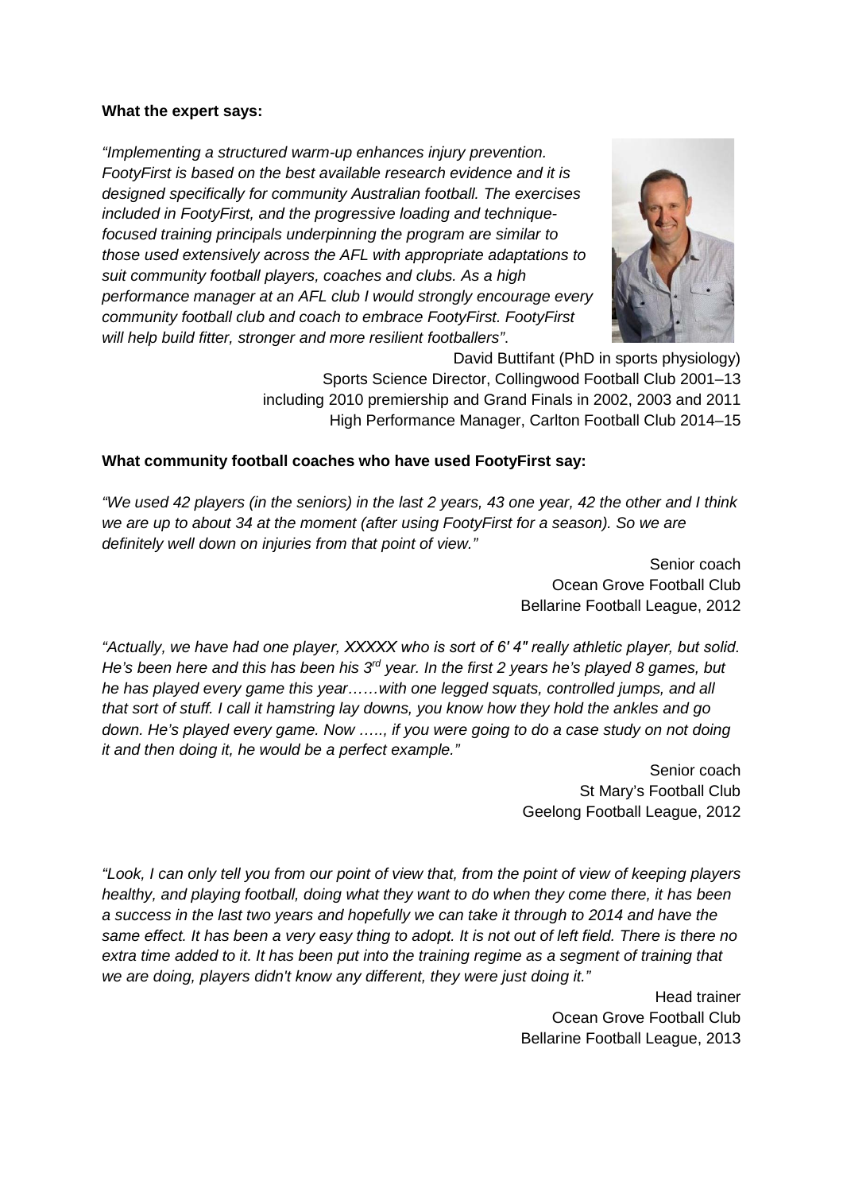**What the expert says:**

*"Implementing a structured warm-up enhances injury prevention. FootyFirst is based on the best available research evidence and it is designed specifically for community Australian football. The exercises included in FootyFirst, and the progressive loading and technique-focused training principals underpinning the program are similar to those used extensively across the AFL with appropriate adaptations to suit community football players, coaches and clubs. As a high performance manager at an AFL club I would strongly encourage every community football club and coach to embrace FootyFirst. FootyFirst will help build fitter, stronger and more resilient footballers"*.

David Buttifant (PhD in sports physiology)
Sports Science Director, Collingwood Football Club 2001–13
including 2010 premiership and Grand Finals in 2002, 2003 and 2011
High Performance Manager, Carlton Football Club 2014–15

**What community football coaches who have used FootyFirst say:**

*"We used 42 players (in the seniors) in the last 2 years, 43 one year, 42 the other and I think we are up to about 34 at the moment (after using FootyFirst for a season). So we are definitely well down on injuries from that point of view."*

Senior coach
Ocean Grove Football Club
Bellarine Football League, 2012

*"Actually, we have had one player, XXXXX who is sort of 6' 4" really athletic player, but solid. He's been here and this has been his 3rd year. In the first 2 years he's played 8 games, but he has played every game this year……with one legged squats, controlled jumps, and all that sort of stuff. I call it hamstring lay downs, you know how they hold the ankles and go down. He's played every game. Now ….., if you were going to do a case study on not doing it and then doing it, he would be a perfect example."*

Senior coach
St Mary's Football Club
Geelong Football League, 2012

*"Look, I can only tell you from our point of view that, from the point of view of keeping players healthy, and playing football, doing what they want to do when they come there, it has been a success in the last two years and hopefully we can take it through to 2014 and have the same effect. It has been a very easy thing to adopt. It is not out of left field. There is there no extra time added to it. It has been put into the training regime as a segment of training that we are doing, players didn't know any different, they were just doing it."*

Head trainer
Ocean Grove Football Club
Bellarine Football League, 2013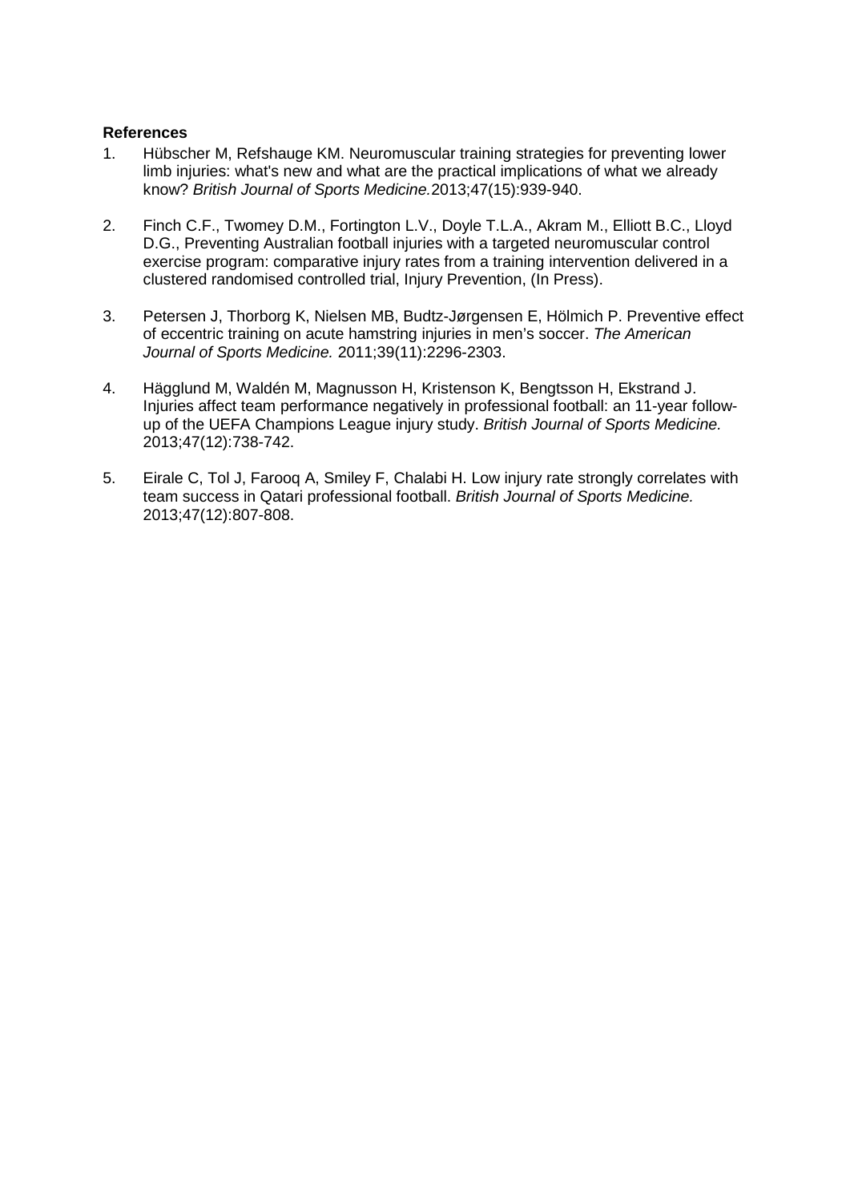**References**

1. Hübscher M, Refshauge KM. Neuromuscular training strategies for preventing lower limb injuries: what's new and what are the practical implications of what we already know? *British Journal of Sports Medicine.*2013;47(15):939-940.

2. Finch C.F., Twomey D.M., Fortington L.V., Doyle T.L.A., Akram M., Elliott B.C., Lloyd D.G., Preventing Australian football injuries with a targeted neuromuscular control exercise program: comparative injury rates from a training intervention delivered in a clustered randomised controlled trial, Injury Prevention, (In Press).

3. Petersen J, Thorborg K, Nielsen MB, Budtz-Jørgensen E, Hölmich P. Preventive effect of eccentric training on acute hamstring injuries in men's soccer. *The American Journal of Sports Medicine.* 2011;39(11):2296-2303.

4. Hägglund M, Waldén M, Magnusson H, Kristenson K, Bengtsson H, Ekstrand J. Injuries affect team performance negatively in professional football: an 11-year follow-up of the UEFA Champions League injury study. *British Journal of Sports Medicine.* 2013;47(12):738-742.

5. Eirale C, Tol J, Farooq A, Smiley F, Chalabi H. Low injury rate strongly correlates with team success in Qatari professional football. *British Journal of Sports Medicine.* 2013;47(12):807-808.